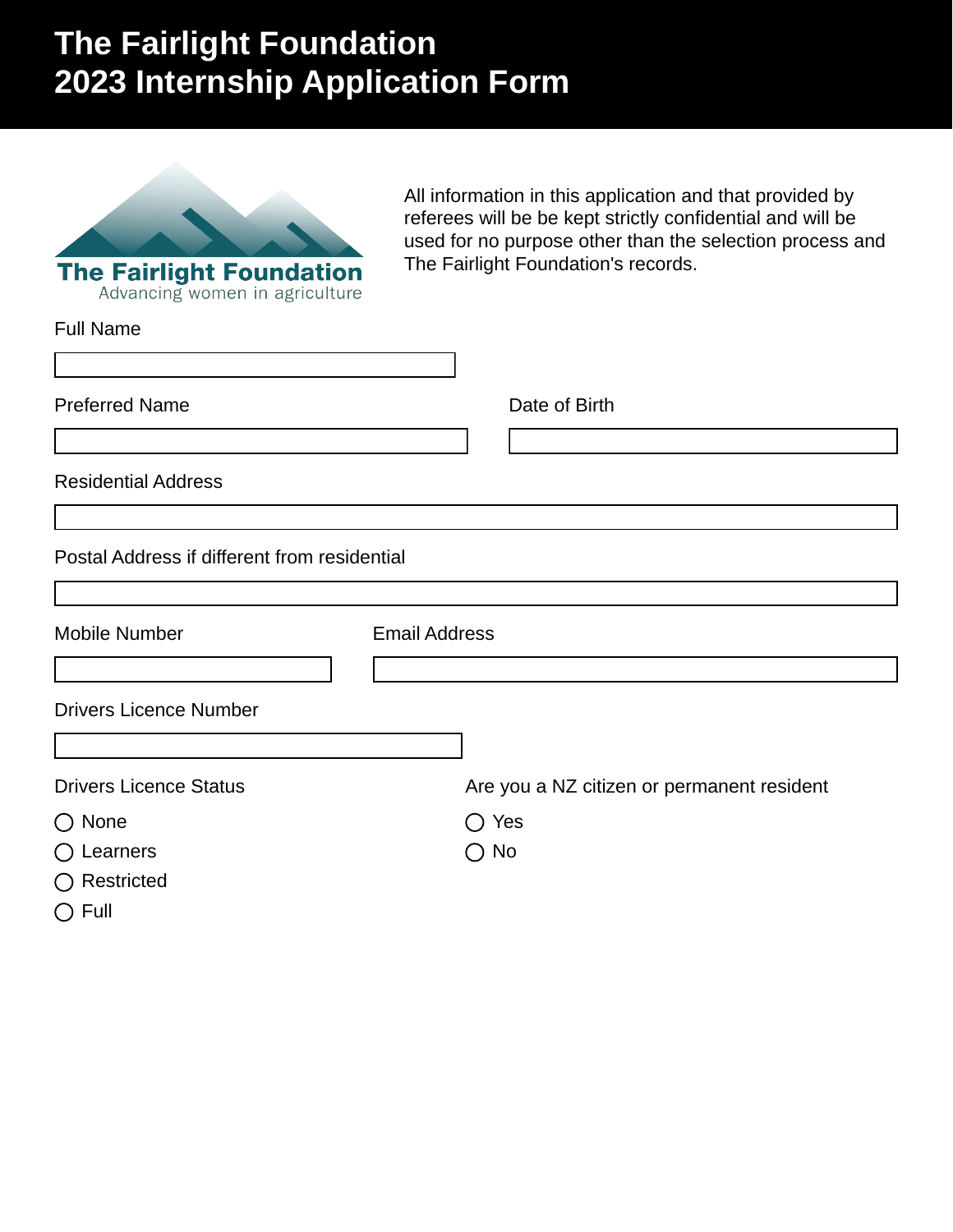# The Fairlight Foundation
# 2023 Internship Application Form

The Fairlight Foundation
Advancing women in agriculture

All information in this application and that provided by referees will be be kept strictly confidential and will be used for no purpose other than the selection process and The Fairlight Foundation's records.

Full Name

Preferred Name

Date of Birth

Residential Address

Postal Address if different from residential

Mobile Number

Email Address

Drivers Licence Number

Drivers Licence Status

- ◯ None
- ◯ Learners
- ◯ Restricted
- ◯ Full

Are you a NZ citizen or permanent resident

- ◯ Yes
- ◯ No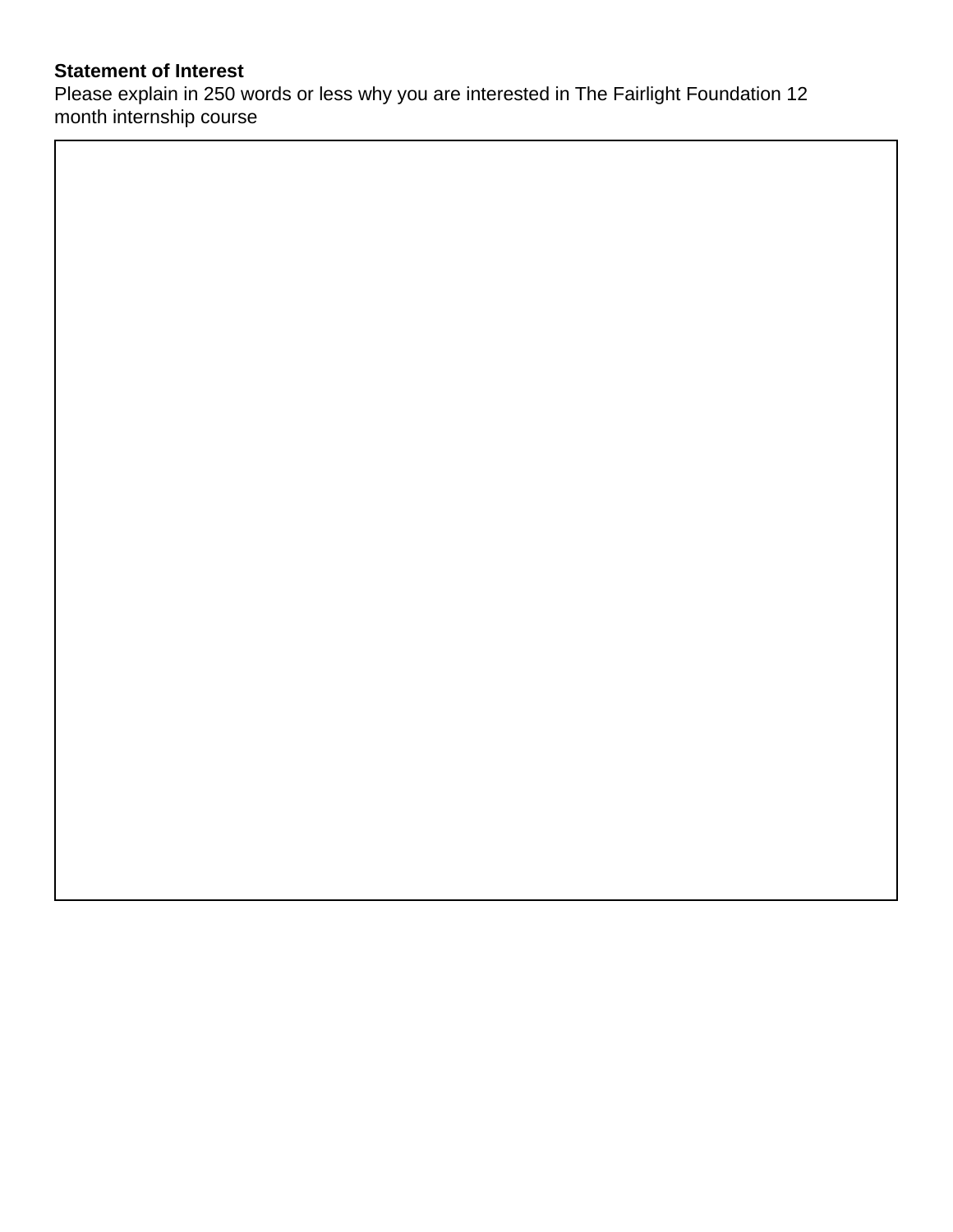**Statement of Interest**

Please explain in 250 words or less why you are interested in The Fairlight Foundation 12 month internship course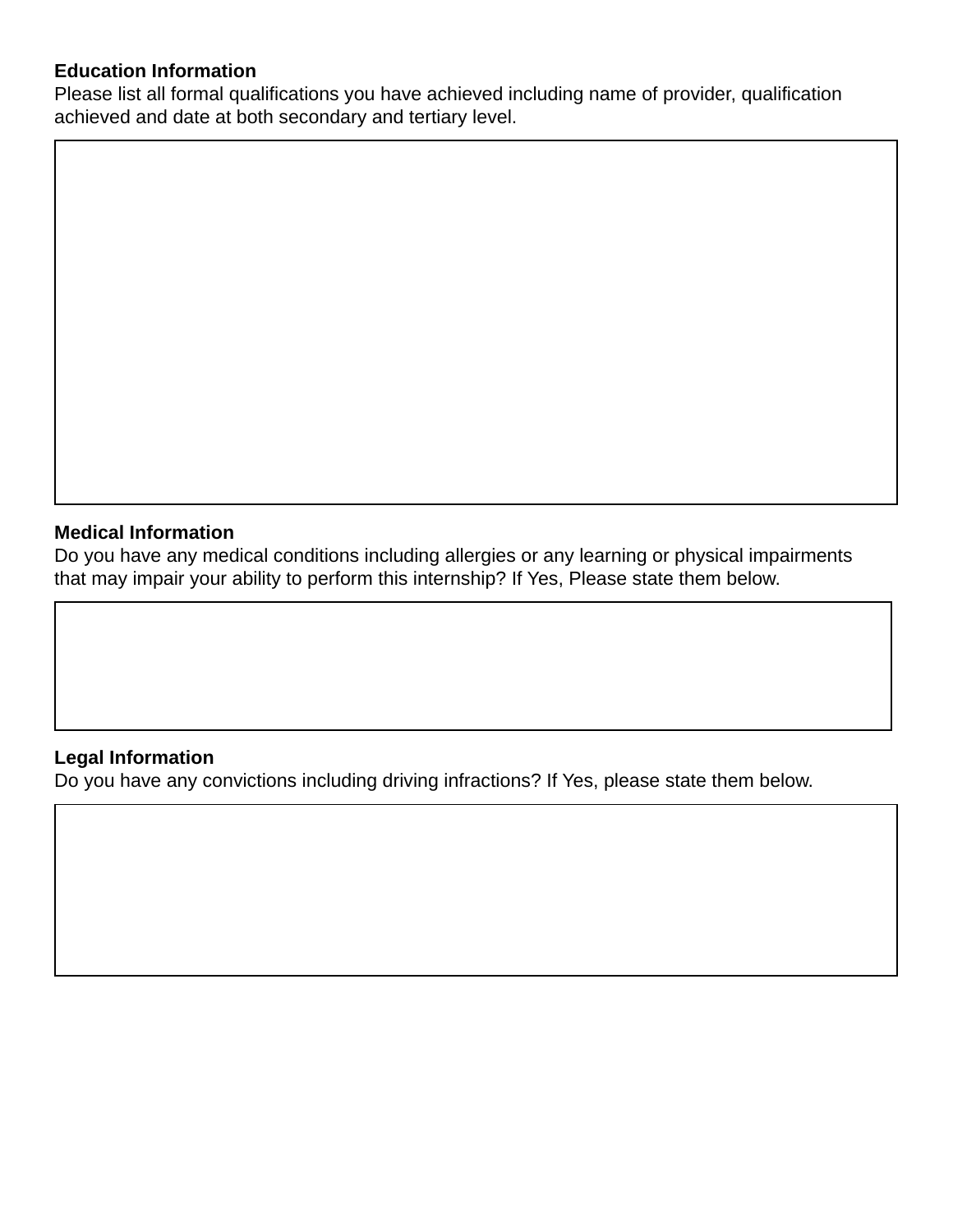**Education Information**

Please list all formal qualifications you have achieved including name of provider, qualification achieved and date at both secondary and tertiary level.

**Medical Information**

Do you have any medical conditions including allergies or any learning or physical impairments that may impair your ability to perform this internship? If Yes, Please state them below.

**Legal Information**

Do you have any convictions including driving infractions? If Yes, please state them below.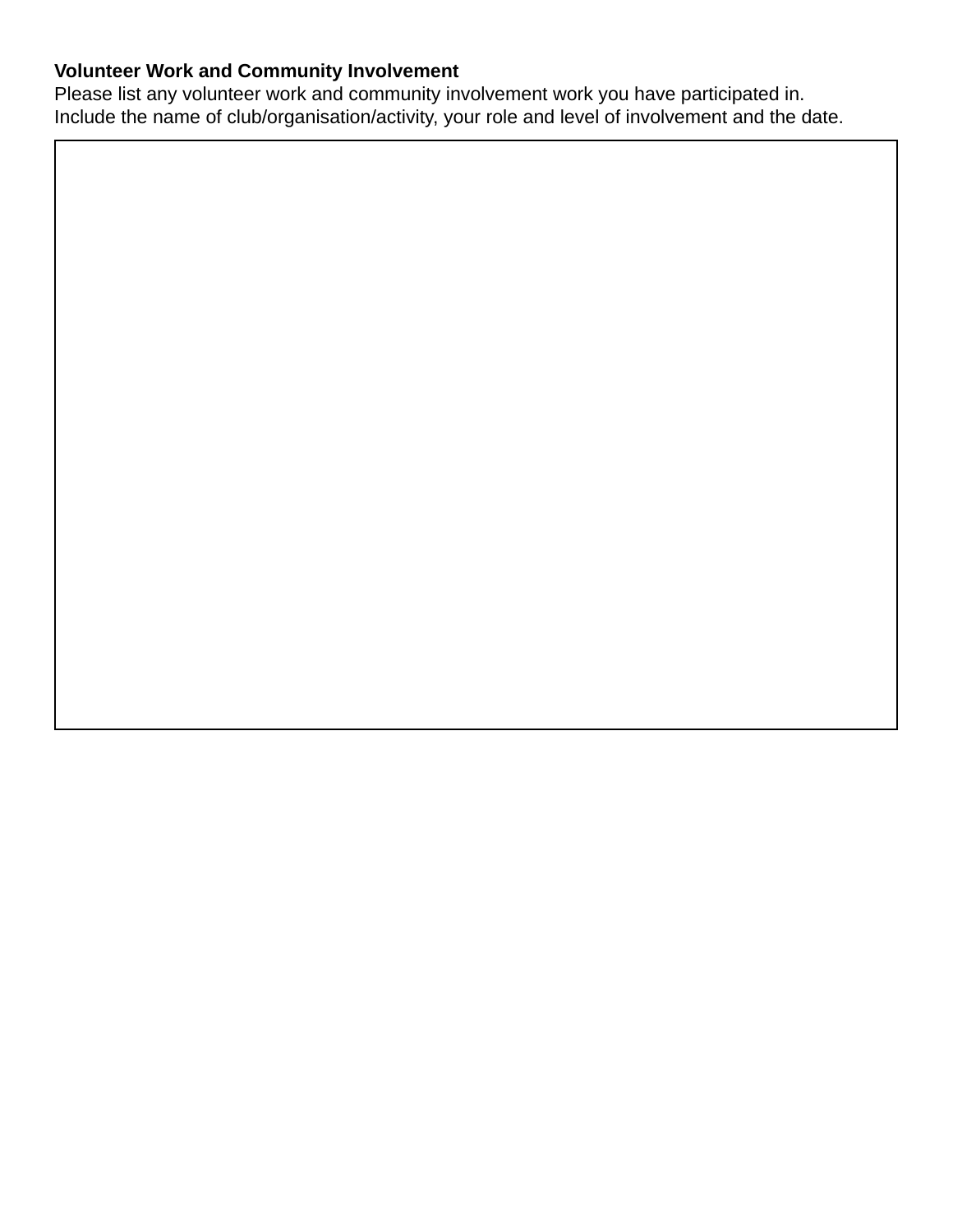**Volunteer Work and Community Involvement**

Please list any volunteer work and community involvement work you have participated in.
Include the name of club/organisation/activity, your role and level of involvement and the date.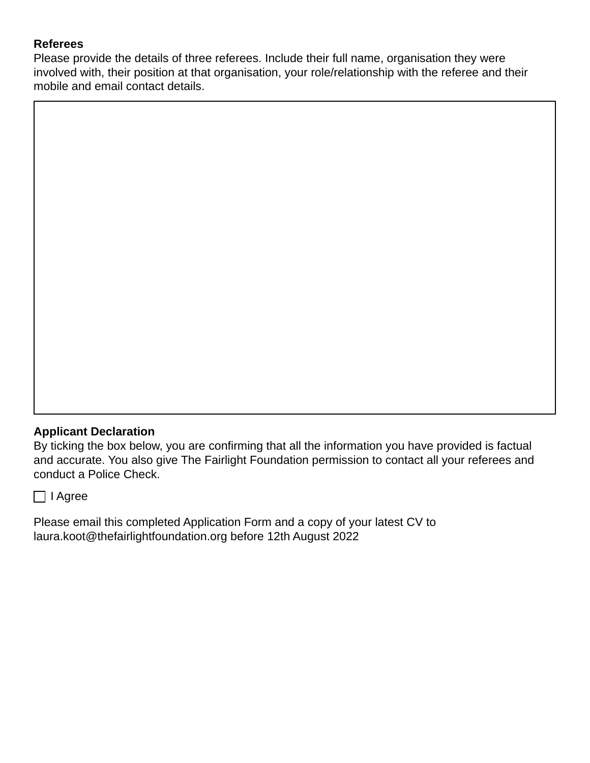**Referees**

Please provide the details of three referees. Include their full name, organisation they were involved with, their position at that organisation, your role/relationship with the referee and their mobile and email contact details.

**Applicant Declaration**

By ticking the box below, you are confirming that all the information you have provided is factual and accurate. You also give The Fairlight Foundation permission to contact all your referees and conduct a Police Check.

☐ I Agree

Please email this completed Application Form and a copy of your latest CV to laura.koot@thefairlightfoundation.org before 12th August 2022